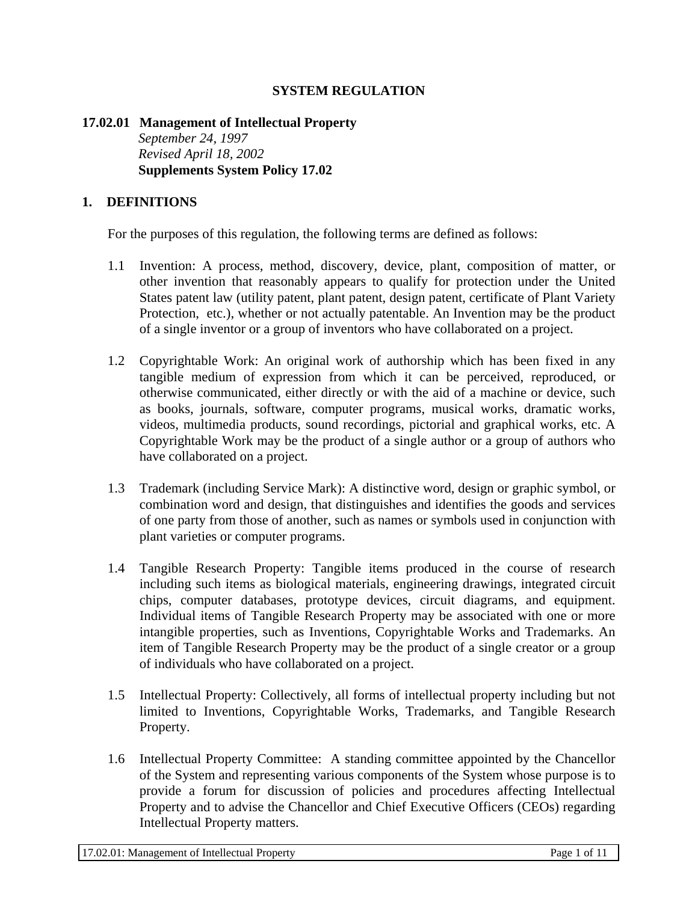# SYSTEM REGULATION

## 17.02.01 Management of Intellectual Property

*September 24, 1997*
*Revised April 18, 2002*
**Supplements System Policy 17.02**

## 1. DEFINITIONS

For the purposes of this regulation, the following terms are defined as follows:

1.1 Invention: A process, method, discovery, device, plant, composition of matter, or other invention that reasonably appears to qualify for protection under the United States patent law (utility patent, plant patent, design patent, certificate of Plant Variety Protection, etc.), whether or not actually patentable. An Invention may be the product of a single inventor or a group of inventors who have collaborated on a project.

1.2 Copyrightable Work: An original work of authorship which has been fixed in any tangible medium of expression from which it can be perceived, reproduced, or otherwise communicated, either directly or with the aid of a machine or device, such as books, journals, software, computer programs, musical works, dramatic works, videos, multimedia products, sound recordings, pictorial and graphical works, etc. A Copyrightable Work may be the product of a single author or a group of authors who have collaborated on a project.

1.3 Trademark (including Service Mark): A distinctive word, design or graphic symbol, or combination word and design, that distinguishes and identifies the goods and services of one party from those of another, such as names or symbols used in conjunction with plant varieties or computer programs.

1.4 Tangible Research Property: Tangible items produced in the course of research including such items as biological materials, engineering drawings, integrated circuit chips, computer databases, prototype devices, circuit diagrams, and equipment. Individual items of Tangible Research Property may be associated with one or more intangible properties, such as Inventions, Copyrightable Works and Trademarks. An item of Tangible Research Property may be the product of a single creator or a group of individuals who have collaborated on a project.

1.5 Intellectual Property: Collectively, all forms of intellectual property including but not limited to Inventions, Copyrightable Works, Trademarks, and Tangible Research Property.

1.6 Intellectual Property Committee: A standing committee appointed by the Chancellor of the System and representing various components of the System whose purpose is to provide a forum for discussion of policies and procedures affecting Intellectual Property and to advise the Chancellor and Chief Executive Officers (CEOs) regarding Intellectual Property matters.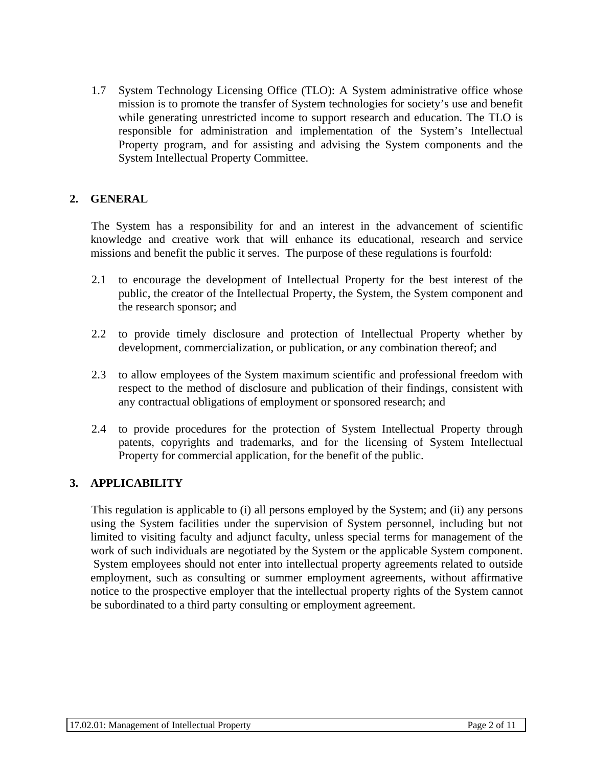1.7 System Technology Licensing Office (TLO): A System administrative office whose mission is to promote the transfer of System technologies for society's use and benefit while generating unrestricted income to support research and education. The TLO is responsible for administration and implementation of the System's Intellectual Property program, and for assisting and advising the System components and the System Intellectual Property Committee.

## 2. GENERAL

The System has a responsibility for and an interest in the advancement of scientific knowledge and creative work that will enhance its educational, research and service missions and benefit the public it serves. The purpose of these regulations is fourfold:

2.1 to encourage the development of Intellectual Property for the best interest of the public, the creator of the Intellectual Property, the System, the System component and the research sponsor; and

2.2 to provide timely disclosure and protection of Intellectual Property whether by development, commercialization, or publication, or any combination thereof; and

2.3 to allow employees of the System maximum scientific and professional freedom with respect to the method of disclosure and publication of their findings, consistent with any contractual obligations of employment or sponsored research; and

2.4 to provide procedures for the protection of System Intellectual Property through patents, copyrights and trademarks, and for the licensing of System Intellectual Property for commercial application, for the benefit of the public.

## 3. APPLICABILITY

This regulation is applicable to (i) all persons employed by the System; and (ii) any persons using the System facilities under the supervision of System personnel, including but not limited to visiting faculty and adjunct faculty, unless special terms for management of the work of such individuals are negotiated by the System or the applicable System component. System employees should not enter into intellectual property agreements related to outside employment, such as consulting or summer employment agreements, without affirmative notice to the prospective employer that the intellectual property rights of the System cannot be subordinated to a third party consulting or employment agreement.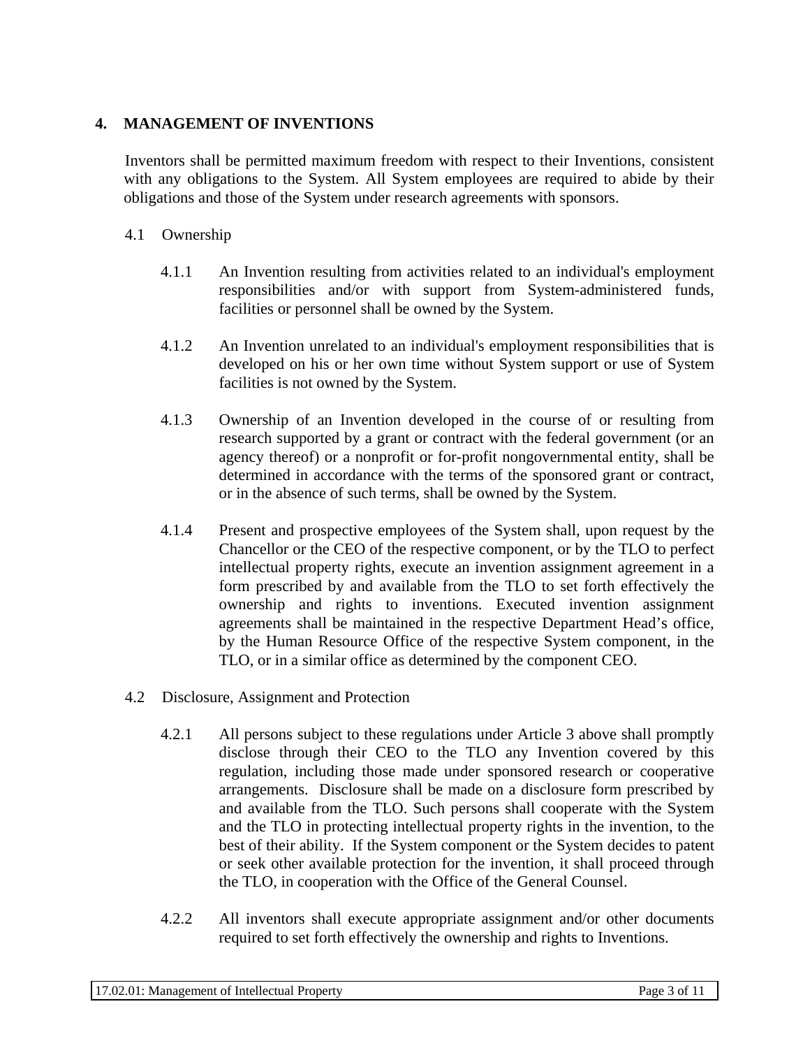## 4. MANAGEMENT OF INVENTIONS

Inventors shall be permitted maximum freedom with respect to their Inventions, consistent with any obligations to the System. All System employees are required to abide by their obligations and those of the System under research agreements with sponsors.

### 4.1 Ownership

4.1.1 An Invention resulting from activities related to an individual's employment responsibilities and/or with support from System-administered funds, facilities or personnel shall be owned by the System.

4.1.2 An Invention unrelated to an individual's employment responsibilities that is developed on his or her own time without System support or use of System facilities is not owned by the System.

4.1.3 Ownership of an Invention developed in the course of or resulting from research supported by a grant or contract with the federal government (or an agency thereof) or a nonprofit or for-profit nongovernmental entity, shall be determined in accordance with the terms of the sponsored grant or contract, or in the absence of such terms, shall be owned by the System.

4.1.4 Present and prospective employees of the System shall, upon request by the Chancellor or the CEO of the respective component, or by the TLO to perfect intellectual property rights, execute an invention assignment agreement in a form prescribed by and available from the TLO to set forth effectively the ownership and rights to inventions. Executed invention assignment agreements shall be maintained in the respective Department Head's office, by the Human Resource Office of the respective System component, in the TLO, or in a similar office as determined by the component CEO.

### 4.2 Disclosure, Assignment and Protection

4.2.1 All persons subject to these regulations under Article 3 above shall promptly disclose through their CEO to the TLO any Invention covered by this regulation, including those made under sponsored research or cooperative arrangements. Disclosure shall be made on a disclosure form prescribed by and available from the TLO. Such persons shall cooperate with the System and the TLO in protecting intellectual property rights in the invention, to the best of their ability. If the System component or the System decides to patent or seek other available protection for the invention, it shall proceed through the TLO, in cooperation with the Office of the General Counsel.

4.2.2 All inventors shall execute appropriate assignment and/or other documents required to set forth effectively the ownership and rights to Inventions.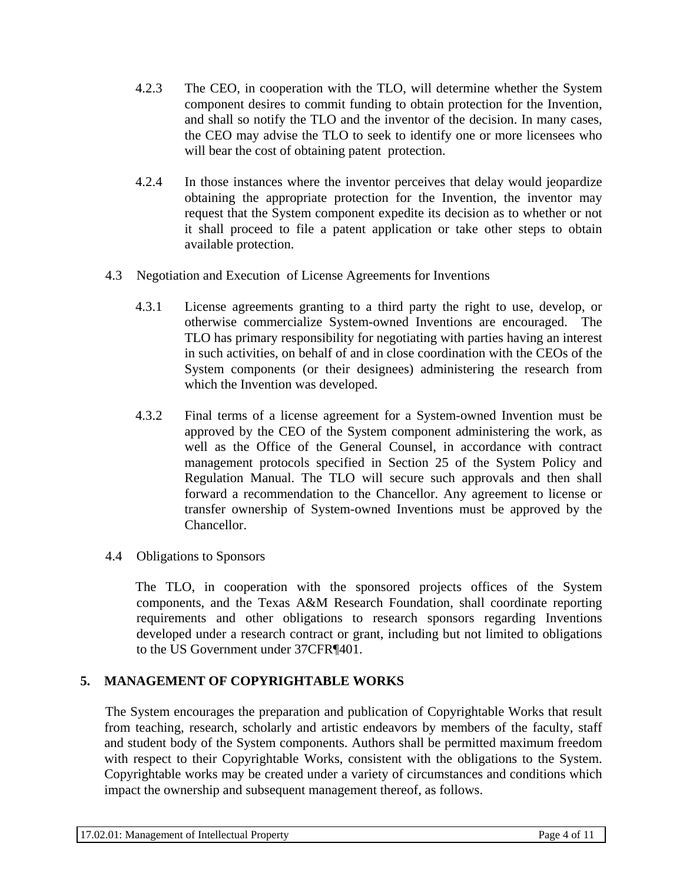4.2.3 The CEO, in cooperation with the TLO, will determine whether the System component desires to commit funding to obtain protection for the Invention, and shall so notify the TLO and the inventor of the decision. In many cases, the CEO may advise the TLO to seek to identify one or more licensees who will bear the cost of obtaining patent protection.

4.2.4 In those instances where the inventor perceives that delay would jeopardize obtaining the appropriate protection for the Invention, the inventor may request that the System component expedite its decision as to whether or not it shall proceed to file a patent application or take other steps to obtain available protection.

4.3 Negotiation and Execution of License Agreements for Inventions

4.3.1 License agreements granting to a third party the right to use, develop, or otherwise commercialize System-owned Inventions are encouraged. The TLO has primary responsibility for negotiating with parties having an interest in such activities, on behalf of and in close coordination with the CEOs of the System components (or their designees) administering the research from which the Invention was developed.

4.3.2 Final terms of a license agreement for a System-owned Invention must be approved by the CEO of the System component administering the work, as well as the Office of the General Counsel, in accordance with contract management protocols specified in Section 25 of the System Policy and Regulation Manual. The TLO will secure such approvals and then shall forward a recommendation to the Chancellor. Any agreement to license or transfer ownership of System-owned Inventions must be approved by the Chancellor.

4.4 Obligations to Sponsors

The TLO, in cooperation with the sponsored projects offices of the System components, and the Texas A&M Research Foundation, shall coordinate reporting requirements and other obligations to research sponsors regarding Inventions developed under a research contract or grant, including but not limited to obligations to the US Government under 37CFR¶401.

## 5. MANAGEMENT OF COPYRIGHTABLE WORKS

The System encourages the preparation and publication of Copyrightable Works that result from teaching, research, scholarly and artistic endeavors by members of the faculty, staff and student body of the System components. Authors shall be permitted maximum freedom with respect to their Copyrightable Works, consistent with the obligations to the System. Copyrightable works may be created under a variety of circumstances and conditions which impact the ownership and subsequent management thereof, as follows.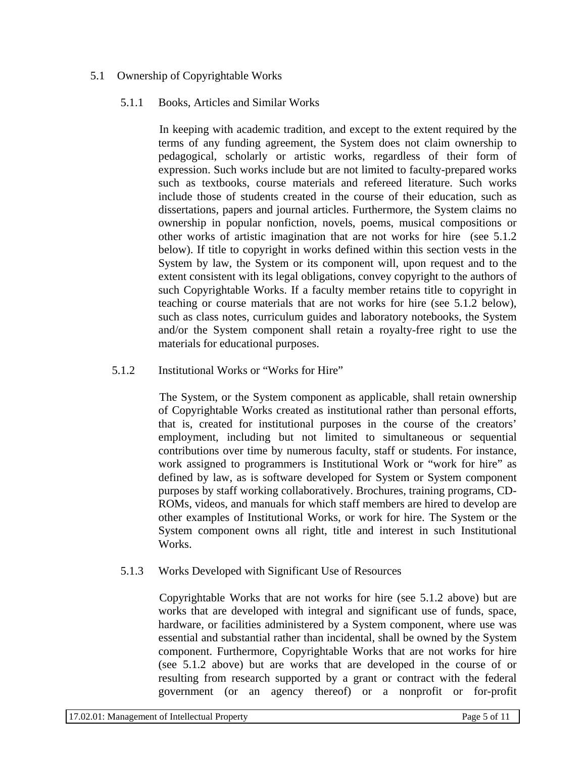### 5.1 Ownership of Copyrightable Works

#### 5.1.1 Books, Articles and Similar Works

In keeping with academic tradition, and except to the extent required by the terms of any funding agreement, the System does not claim ownership to pedagogical, scholarly or artistic works, regardless of their form of expression. Such works include but are not limited to faculty-prepared works such as textbooks, course materials and refereed literature. Such works include those of students created in the course of their education, such as dissertations, papers and journal articles. Furthermore, the System claims no ownership in popular nonfiction, novels, poems, musical compositions or other works of artistic imagination that are not works for hire (see 5.1.2 below). If title to copyright in works defined within this section vests in the System by law, the System or its component will, upon request and to the extent consistent with its legal obligations, convey copyright to the authors of such Copyrightable Works. If a faculty member retains title to copyright in teaching or course materials that are not works for hire (see 5.1.2 below), such as class notes, curriculum guides and laboratory notebooks, the System and/or the System component shall retain a royalty-free right to use the materials for educational purposes.

#### 5.1.2 Institutional Works or "Works for Hire"

The System, or the System component as applicable, shall retain ownership of Copyrightable Works created as institutional rather than personal efforts, that is, created for institutional purposes in the course of the creators' employment, including but not limited to simultaneous or sequential contributions over time by numerous faculty, staff or students. For instance, work assigned to programmers is Institutional Work or "work for hire" as defined by law, as is software developed for System or System component purposes by staff working collaboratively. Brochures, training programs, CD-ROMs, videos, and manuals for which staff members are hired to develop are other examples of Institutional Works, or work for hire. The System or the System component owns all right, title and interest in such Institutional Works.

#### 5.1.3 Works Developed with Significant Use of Resources

Copyrightable Works that are not works for hire (see 5.1.2 above) but are works that are developed with integral and significant use of funds, space, hardware, or facilities administered by a System component, where use was essential and substantial rather than incidental, shall be owned by the System component. Furthermore, Copyrightable Works that are not works for hire (see 5.1.2 above) but are works that are developed in the course of or resulting from research supported by a grant or contract with the federal government (or an agency thereof) or a nonprofit or for-profit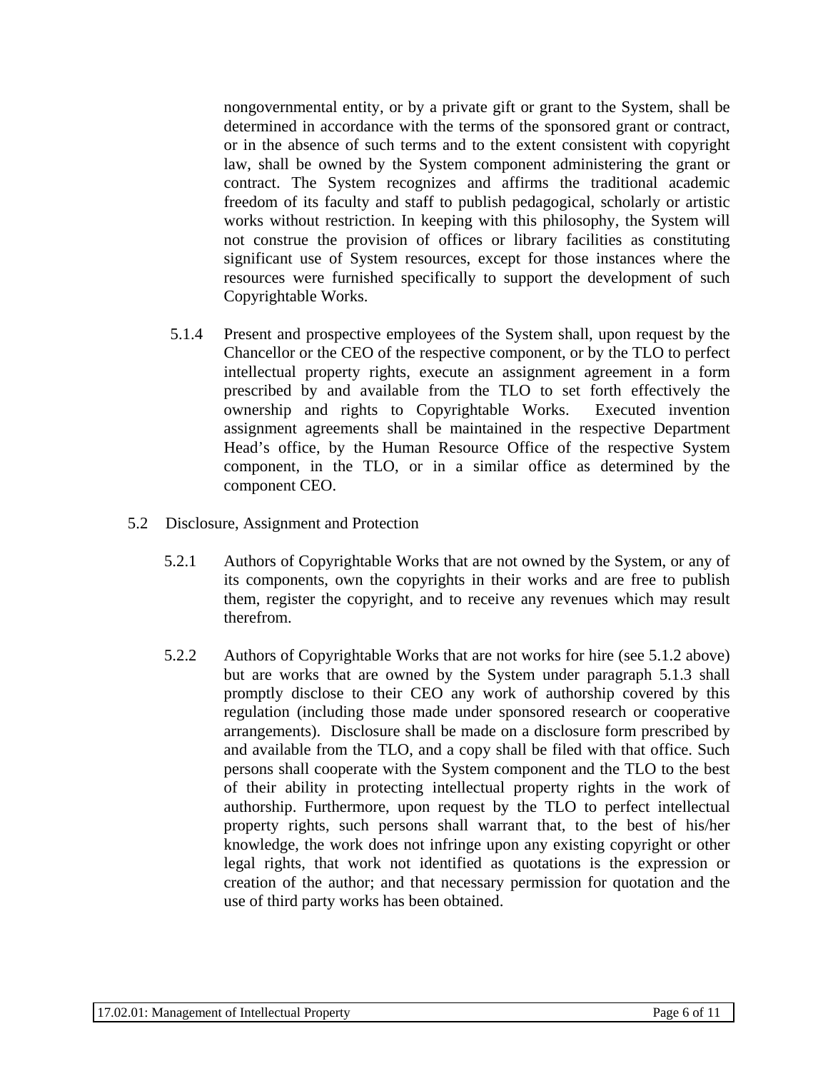nongovernmental entity, or by a private gift or grant to the System, shall be determined in accordance with the terms of the sponsored grant or contract, or in the absence of such terms and to the extent consistent with copyright law, shall be owned by the System component administering the grant or contract. The System recognizes and affirms the traditional academic freedom of its faculty and staff to publish pedagogical, scholarly or artistic works without restriction. In keeping with this philosophy, the System will not construe the provision of offices or library facilities as constituting significant use of System resources, except for those instances where the resources were furnished specifically to support the development of such Copyrightable Works.

5.1.4 Present and prospective employees of the System shall, upon request by the Chancellor or the CEO of the respective component, or by the TLO to perfect intellectual property rights, execute an assignment agreement in a form prescribed by and available from the TLO to set forth effectively the ownership and rights to Copyrightable Works. Executed invention assignment agreements shall be maintained in the respective Department Head's office, by the Human Resource Office of the respective System component, in the TLO, or in a similar office as determined by the component CEO.

5.2 Disclosure, Assignment and Protection

5.2.1 Authors of Copyrightable Works that are not owned by the System, or any of its components, own the copyrights in their works and are free to publish them, register the copyright, and to receive any revenues which may result therefrom.

5.2.2 Authors of Copyrightable Works that are not works for hire (see 5.1.2 above) but are works that are owned by the System under paragraph 5.1.3 shall promptly disclose to their CEO any work of authorship covered by this regulation (including those made under sponsored research or cooperative arrangements). Disclosure shall be made on a disclosure form prescribed by and available from the TLO, and a copy shall be filed with that office. Such persons shall cooperate with the System component and the TLO to the best of their ability in protecting intellectual property rights in the work of authorship. Furthermore, upon request by the TLO to perfect intellectual property rights, such persons shall warrant that, to the best of his/her knowledge, the work does not infringe upon any existing copyright or other legal rights, that work not identified as quotations is the expression or creation of the author; and that necessary permission for quotation and the use of third party works has been obtained.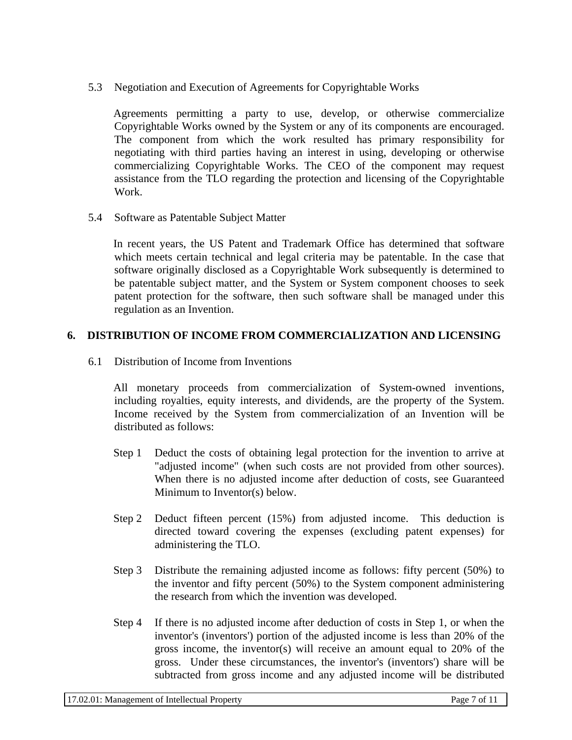### 5.3 Negotiation and Execution of Agreements for Copyrightable Works

Agreements permitting a party to use, develop, or otherwise commercialize Copyrightable Works owned by the System or any of its components are encouraged. The component from which the work resulted has primary responsibility for negotiating with third parties having an interest in using, developing or otherwise commercializing Copyrightable Works. The CEO of the component may request assistance from the TLO regarding the protection and licensing of the Copyrightable Work.

### 5.4 Software as Patentable Subject Matter

In recent years, the US Patent and Trademark Office has determined that software which meets certain technical and legal criteria may be patentable. In the case that software originally disclosed as a Copyrightable Work subsequently is determined to be patentable subject matter, and the System or System component chooses to seek patent protection for the software, then such software shall be managed under this regulation as an Invention.

## 6. DISTRIBUTION OF INCOME FROM COMMERCIALIZATION AND LICENSING

### 6.1 Distribution of Income from Inventions

All monetary proceeds from commercialization of System-owned inventions, including royalties, equity interests, and dividends, are the property of the System. Income received by the System from commercialization of an Invention will be distributed as follows:

Step 1 Deduct the costs of obtaining legal protection for the invention to arrive at "adjusted income" (when such costs are not provided from other sources). When there is no adjusted income after deduction of costs, see Guaranteed Minimum to Inventor(s) below.

Step 2 Deduct fifteen percent (15%) from adjusted income. This deduction is directed toward covering the expenses (excluding patent expenses) for administering the TLO.

Step 3 Distribute the remaining adjusted income as follows: fifty percent (50%) to the inventor and fifty percent (50%) to the System component administering the research from which the invention was developed.

Step 4 If there is no adjusted income after deduction of costs in Step 1, or when the inventor's (inventors') portion of the adjusted income is less than 20% of the gross income, the inventor(s) will receive an amount equal to 20% of the gross. Under these circumstances, the inventor's (inventors') share will be subtracted from gross income and any adjusted income will be distributed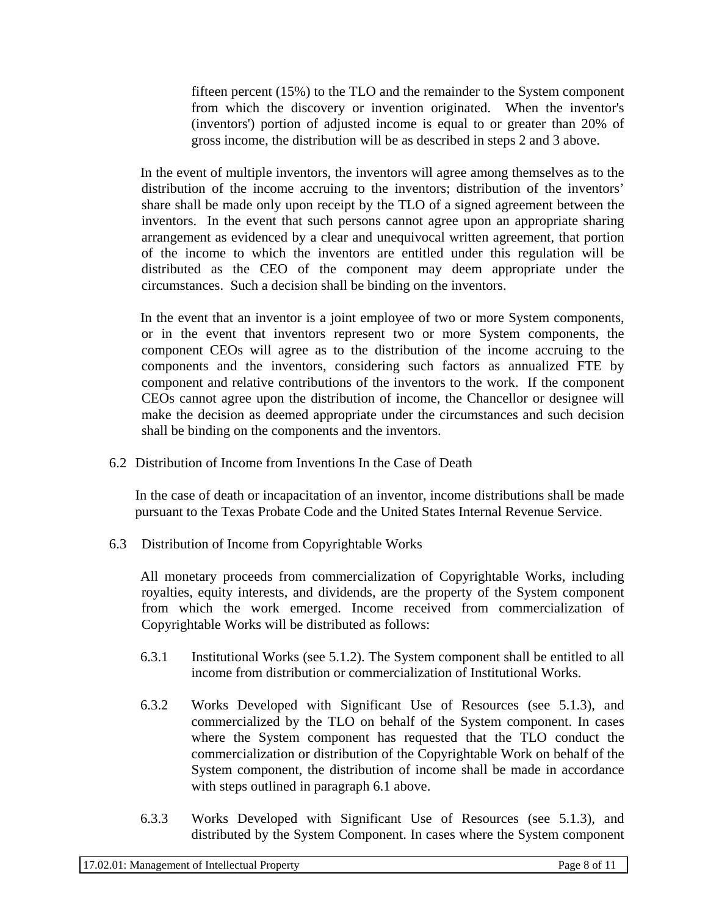fifteen percent (15%) to the TLO and the remainder to the System component from which the discovery or invention originated. When the inventor's (inventors') portion of adjusted income is equal to or greater than 20% of gross income, the distribution will be as described in steps 2 and 3 above.

In the event of multiple inventors, the inventors will agree among themselves as to the distribution of the income accruing to the inventors; distribution of the inventors' share shall be made only upon receipt by the TLO of a signed agreement between the inventors. In the event that such persons cannot agree upon an appropriate sharing arrangement as evidenced by a clear and unequivocal written agreement, that portion of the income to which the inventors are entitled under this regulation will be distributed as the CEO of the component may deem appropriate under the circumstances. Such a decision shall be binding on the inventors.

In the event that an inventor is a joint employee of two or more System components, or in the event that inventors represent two or more System components, the component CEOs will agree as to the distribution of the income accruing to the components and the inventors, considering such factors as annualized FTE by component and relative contributions of the inventors to the work. If the component CEOs cannot agree upon the distribution of income, the Chancellor or designee will make the decision as deemed appropriate under the circumstances and such decision shall be binding on the components and the inventors.

6.2 Distribution of Income from Inventions In the Case of Death

In the case of death or incapacitation of an inventor, income distributions shall be made pursuant to the Texas Probate Code and the United States Internal Revenue Service.

6.3 Distribution of Income from Copyrightable Works

All monetary proceeds from commercialization of Copyrightable Works, including royalties, equity interests, and dividends, are the property of the System component from which the work emerged. Income received from commercialization of Copyrightable Works will be distributed as follows:

6.3.1 Institutional Works (see 5.1.2). The System component shall be entitled to all income from distribution or commercialization of Institutional Works.

6.3.2 Works Developed with Significant Use of Resources (see 5.1.3), and commercialized by the TLO on behalf of the System component. In cases where the System component has requested that the TLO conduct the commercialization or distribution of the Copyrightable Work on behalf of the System component, the distribution of income shall be made in accordance with steps outlined in paragraph 6.1 above.

6.3.3 Works Developed with Significant Use of Resources (see 5.1.3), and distributed by the System Component. In cases where the System component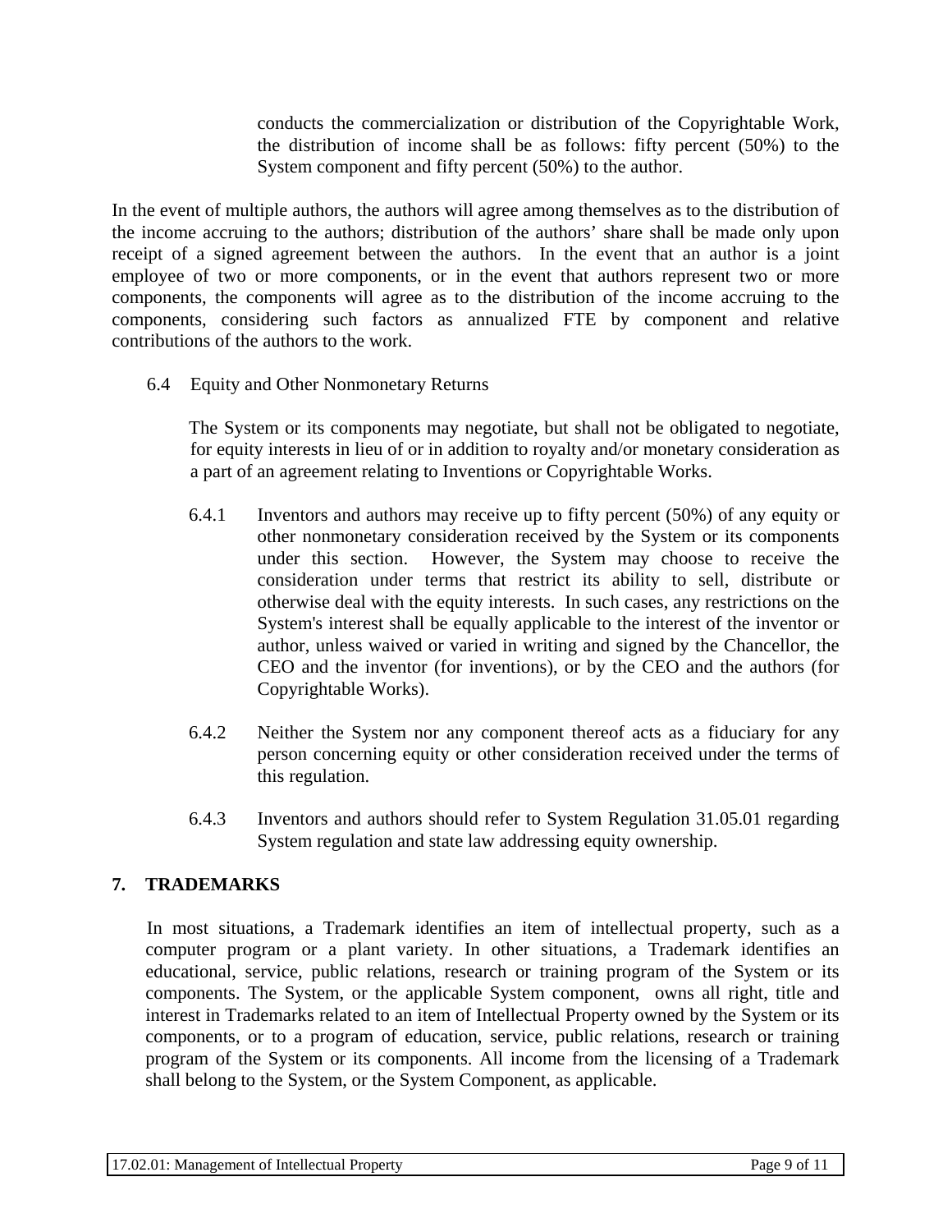conducts the commercialization or distribution of the Copyrightable Work, the distribution of income shall be as follows: fifty percent (50%) to the System component and fifty percent (50%) to the author.

In the event of multiple authors, the authors will agree among themselves as to the distribution of the income accruing to the authors; distribution of the authors' share shall be made only upon receipt of a signed agreement between the authors. In the event that an author is a joint employee of two or more components, or in the event that authors represent two or more components, the components will agree as to the distribution of the income accruing to the components, considering such factors as annualized FTE by component and relative contributions of the authors to the work.

6.4 Equity and Other Nonmonetary Returns

The System or its components may negotiate, but shall not be obligated to negotiate, for equity interests in lieu of or in addition to royalty and/or monetary consideration as a part of an agreement relating to Inventions or Copyrightable Works.

6.4.1 Inventors and authors may receive up to fifty percent (50%) of any equity or other nonmonetary consideration received by the System or its components under this section. However, the System may choose to receive the consideration under terms that restrict its ability to sell, distribute or otherwise deal with the equity interests. In such cases, any restrictions on the System's interest shall be equally applicable to the interest of the inventor or author, unless waived or varied in writing and signed by the Chancellor, the CEO and the inventor (for inventions), or by the CEO and the authors (for Copyrightable Works).

6.4.2 Neither the System nor any component thereof acts as a fiduciary for any person concerning equity or other consideration received under the terms of this regulation.

6.4.3 Inventors and authors should refer to System Regulation 31.05.01 regarding System regulation and state law addressing equity ownership.

## 7. TRADEMARKS

In most situations, a Trademark identifies an item of intellectual property, such as a computer program or a plant variety. In other situations, a Trademark identifies an educational, service, public relations, research or training program of the System or its components. The System, or the applicable System component, owns all right, title and interest in Trademarks related to an item of Intellectual Property owned by the System or its components, or to a program of education, service, public relations, research or training program of the System or its components. All income from the licensing of a Trademark shall belong to the System, or the System Component, as applicable.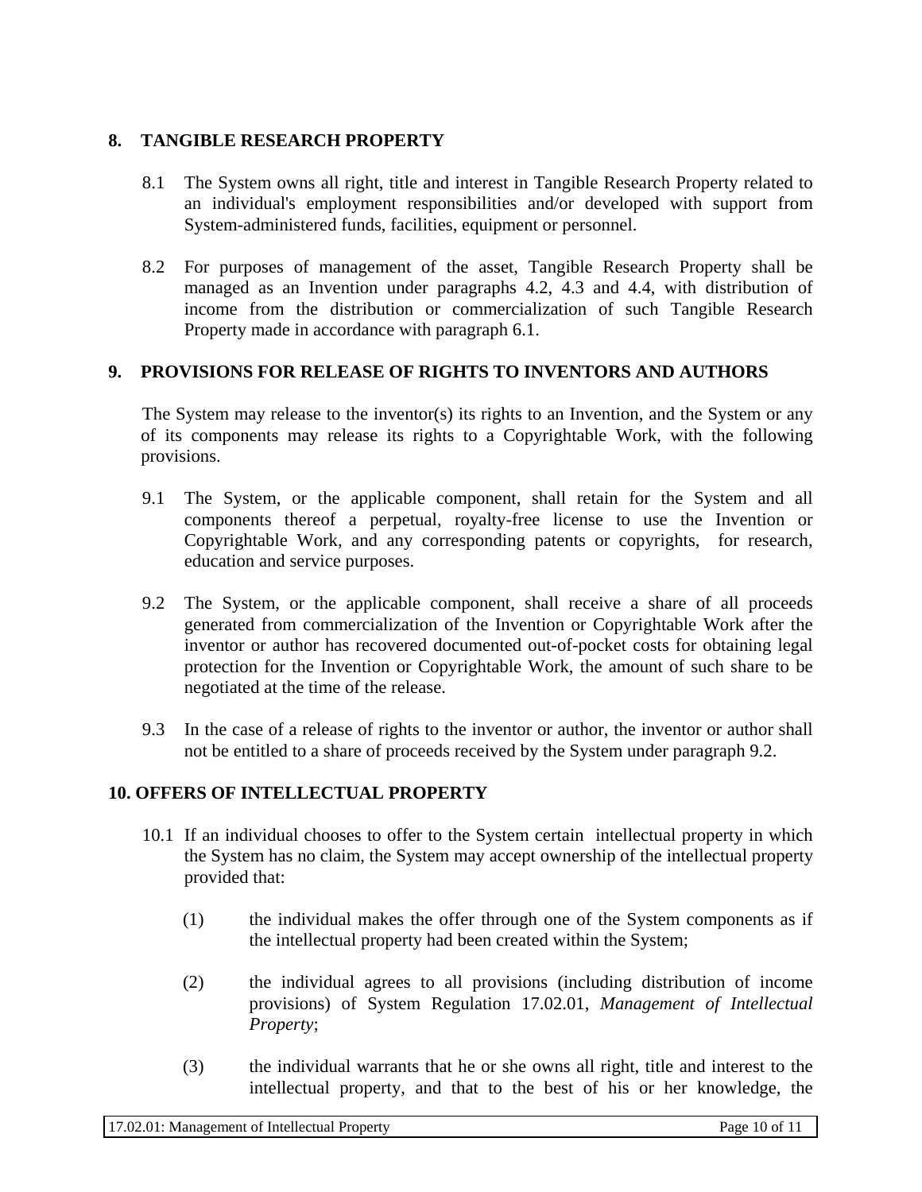## 8. TANGIBLE RESEARCH PROPERTY

8.1 The System owns all right, title and interest in Tangible Research Property related to an individual's employment responsibilities and/or developed with support from System-administered funds, facilities, equipment or personnel.

8.2 For purposes of management of the asset, Tangible Research Property shall be managed as an Invention under paragraphs 4.2, 4.3 and 4.4, with distribution of income from the distribution or commercialization of such Tangible Research Property made in accordance with paragraph 6.1.

## 9. PROVISIONS FOR RELEASE OF RIGHTS TO INVENTORS AND AUTHORS

The System may release to the inventor(s) its rights to an Invention, and the System or any of its components may release its rights to a Copyrightable Work, with the following provisions.

9.1 The System, or the applicable component, shall retain for the System and all components thereof a perpetual, royalty-free license to use the Invention or Copyrightable Work, and any corresponding patents or copyrights, for research, education and service purposes.

9.2 The System, or the applicable component, shall receive a share of all proceeds generated from commercialization of the Invention or Copyrightable Work after the inventor or author has recovered documented out-of-pocket costs for obtaining legal protection for the Invention or Copyrightable Work, the amount of such share to be negotiated at the time of the release.

9.3 In the case of a release of rights to the inventor or author, the inventor or author shall not be entitled to a share of proceeds received by the System under paragraph 9.2.

## 10. OFFERS OF INTELLECTUAL PROPERTY

10.1 If an individual chooses to offer to the System certain intellectual property in which the System has no claim, the System may accept ownership of the intellectual property provided that:

(1) the individual makes the offer through one of the System components as if the intellectual property had been created within the System;

(2) the individual agrees to all provisions (including distribution of income provisions) of System Regulation 17.02.01, *Management of Intellectual Property*;

(3) the individual warrants that he or she owns all right, title and interest to the intellectual property, and that to the best of his or her knowledge, the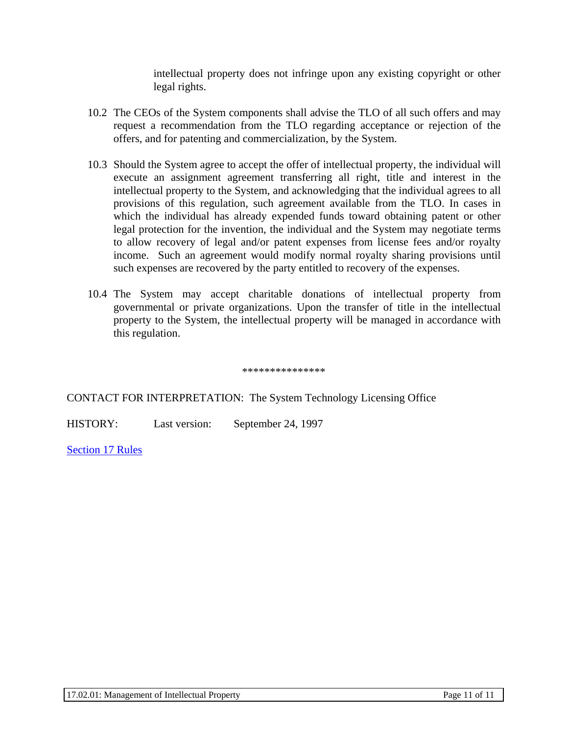intellectual property does not infringe upon any existing copyright or other legal rights.

10.2 The CEOs of the System components shall advise the TLO of all such offers and may request a recommendation from the TLO regarding acceptance or rejection of the offers, and for patenting and commercialization, by the System.

10.3 Should the System agree to accept the offer of intellectual property, the individual will execute an assignment agreement transferring all right, title and interest in the intellectual property to the System, and acknowledging that the individual agrees to all provisions of this regulation, such agreement available from the TLO. In cases in which the individual has already expended funds toward obtaining patent or other legal protection for the invention, the individual and the System may negotiate terms to allow recovery of legal and/or patent expenses from license fees and/or royalty income. Such an agreement would modify normal royalty sharing provisions until such expenses are recovered by the party entitled to recovery of the expenses.

10.4 The System may accept charitable donations of intellectual property from governmental or private organizations. Upon the transfer of title in the intellectual property to the System, the intellectual property will be managed in accordance with this regulation.

***************

CONTACT FOR INTERPRETATION: The System Technology Licensing Office

HISTORY: Last version: September 24, 1997

Section 17 Rules